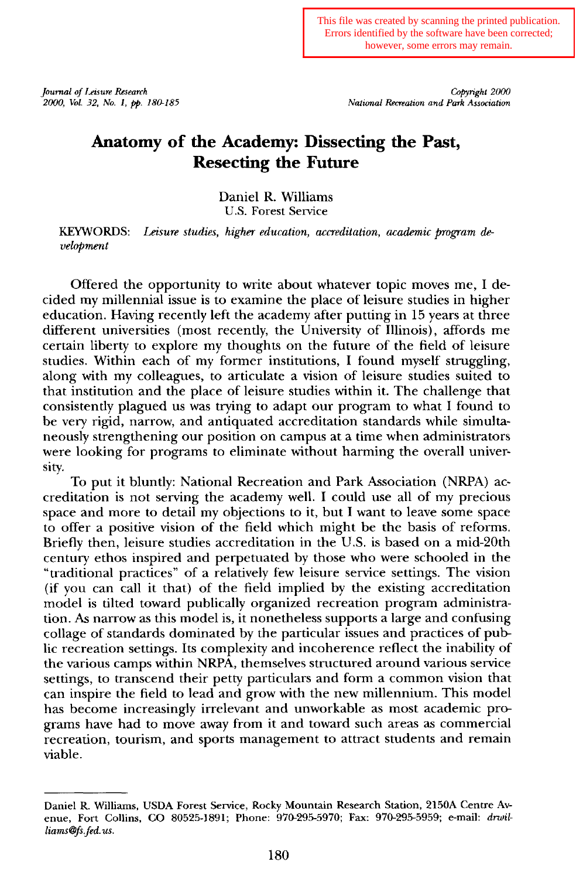This file was created by scanning the printed publication. Errors identified by the software have been corrected; however, some errors may remain.

# Anatomy of the Academy: Dissecting the Past, Resecting the Future

Daniel R. Williams
U.S. Forest Service

KEYWORDS: *Leisure studies, higher education, accreditation, academic program development*

Offered the opportunity to write about whatever topic moves me, I decided my millennial issue is to examine the place of leisure studies in higher education. Having recently left the academy after putting in 15 years at three different universities (most recently, the University of Illinois), affords me certain liberty to explore my thoughts on the future of the field of leisure studies. Within each of my former institutions, I found myself struggling, along with my colleagues, to articulate a vision of leisure studies suited to that institution and the place of leisure studies within it. The challenge that consistently plagued us was trying to adapt our program to what I found to be very rigid, narrow, and antiquated accreditation standards while simultaneously strengthening our position on campus at a time when administrators were looking for programs to eliminate without harming the overall university.

To put it bluntly: National Recreation and Park Association (NRPA) accreditation is not serving the academy well. I could use all of my precious space and more to detail my objections to it, but I want to leave some space to offer a positive vision of the field which might be the basis of reforms. Briefly then, leisure studies accreditation in the U.S. is based on a mid-20th century ethos inspired and perpetuated by those who were schooled in the "traditional practices" of a relatively few leisure service settings. The vision (if you can call it that) of the field implied by the existing accreditation model is tilted toward publically organized recreation program administration. As narrow as this model is, it nonetheless supports a large and confusing collage of standards dominated by the particular issues and practices of public recreation settings. Its complexity and incoherence reflect the inability of the various camps within NRPA, themselves structured around various service settings, to transcend their petty particulars and form a common vision that can inspire the field to lead and grow with the new millennium. This model has become increasingly irrelevant and unworkable as most academic programs have had to move away from it and toward such areas as commercial recreation, tourism, and sports management to attract students and remain viable.

---

Daniel R. Williams, USDA Forest Service, Rocky Mountain Research Station, 2150A Centre Avenue, Fort Collins, CO 80525-1891; Phone: 970-295-5970; Fax: 970-295-5959; e-mail: *drwilliams@fs.fed.us.*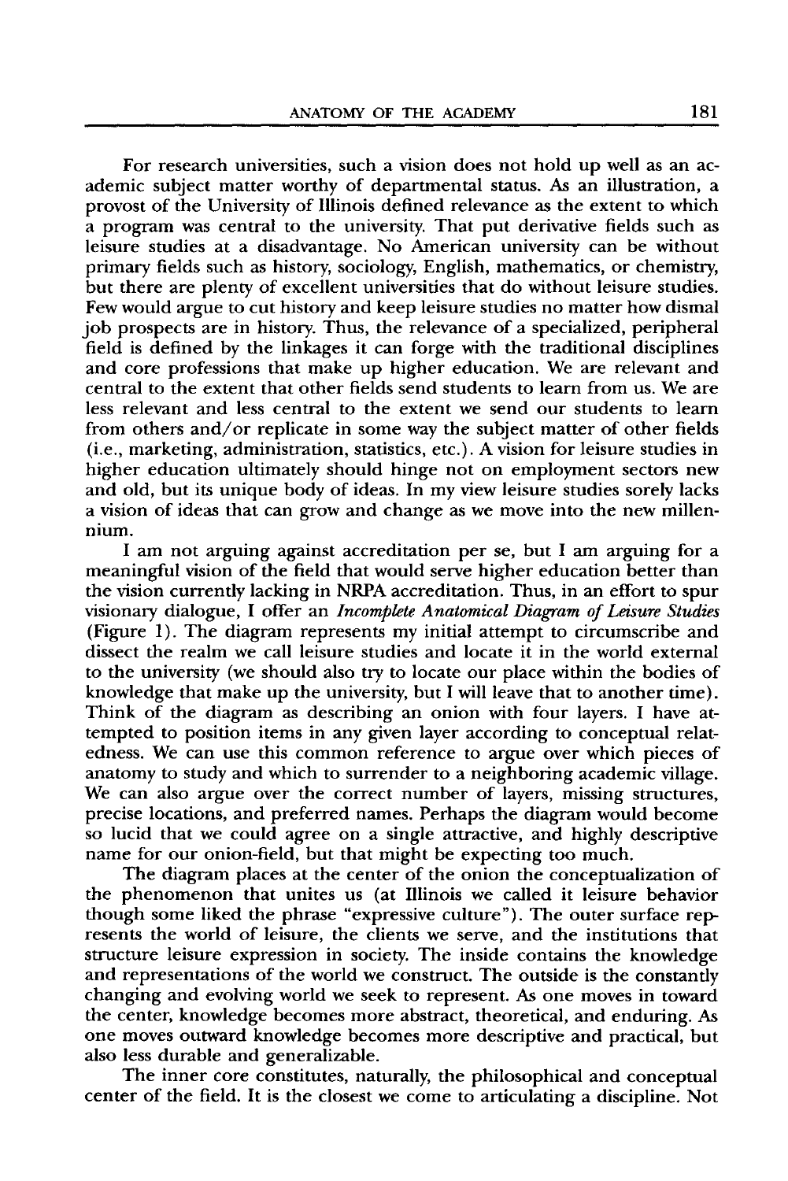For research universities, such a vision does not hold up well as an academic subject matter worthy of departmental status. As an illustration, a provost of the University of Illinois defined relevance as the extent to which a program was central to the university. That put derivative fields such as leisure studies at a disadvantage. No American university can be without primary fields such as history, sociology, English, mathematics, or chemistry, but there are plenty of excellent universities that do without leisure studies. Few would argue to cut history and keep leisure studies no matter how dismal job prospects are in history. Thus, the relevance of a specialized, peripheral field is defined by the linkages it can forge with the traditional disciplines and core professions that make up higher education. We are relevant and central to the extent that other fields send students to learn from us. We are less relevant and less central to the extent we send our students to learn from others and/or replicate in some way the subject matter of other fields (i.e., marketing, administration, statistics, etc.). A vision for leisure studies in higher education ultimately should hinge not on employment sectors new and old, but its unique body of ideas. In my view leisure studies sorely lacks a vision of ideas that can grow and change as we move into the new millennium.

I am not arguing against accreditation per se, but I am arguing for a meaningful vision of the field that would serve higher education better than the vision currently lacking in NRPA accreditation. Thus, in an effort to spur visionary dialogue, I offer an *Incomplete Anatomical Diagram of Leisure Studies* (Figure 1). The diagram represents my initial attempt to circumscribe and dissect the realm we call leisure studies and locate it in the world external to the university (we should also try to locate our place within the bodies of knowledge that make up the university, but I will leave that to another time). Think of the diagram as describing an onion with four layers. I have attempted to position items in any given layer according to conceptual relatedness. We can use this common reference to argue over which pieces of anatomy to study and which to surrender to a neighboring academic village. We can also argue over the correct number of layers, missing structures, precise locations, and preferred names. Perhaps the diagram would become so lucid that we could agree on a single attractive, and highly descriptive name for our onion-field, but that might be expecting too much.

The diagram places at the center of the onion the conceptualization of the phenomenon that unites us (at Illinois we called it leisure behavior though some liked the phrase "expressive culture"). The outer surface represents the world of leisure, the clients we serve, and the institutions that structure leisure expression in society. The inside contains the knowledge and representations of the world we construct. The outside is the constantly changing and evolving world we seek to represent. As one moves in toward the center, knowledge becomes more abstract, theoretical, and enduring. As one moves outward knowledge becomes more descriptive and practical, but also less durable and generalizable.

The inner core constitutes, naturally, the philosophical and conceptual center of the field. It is the closest we come to articulating a discipline. Not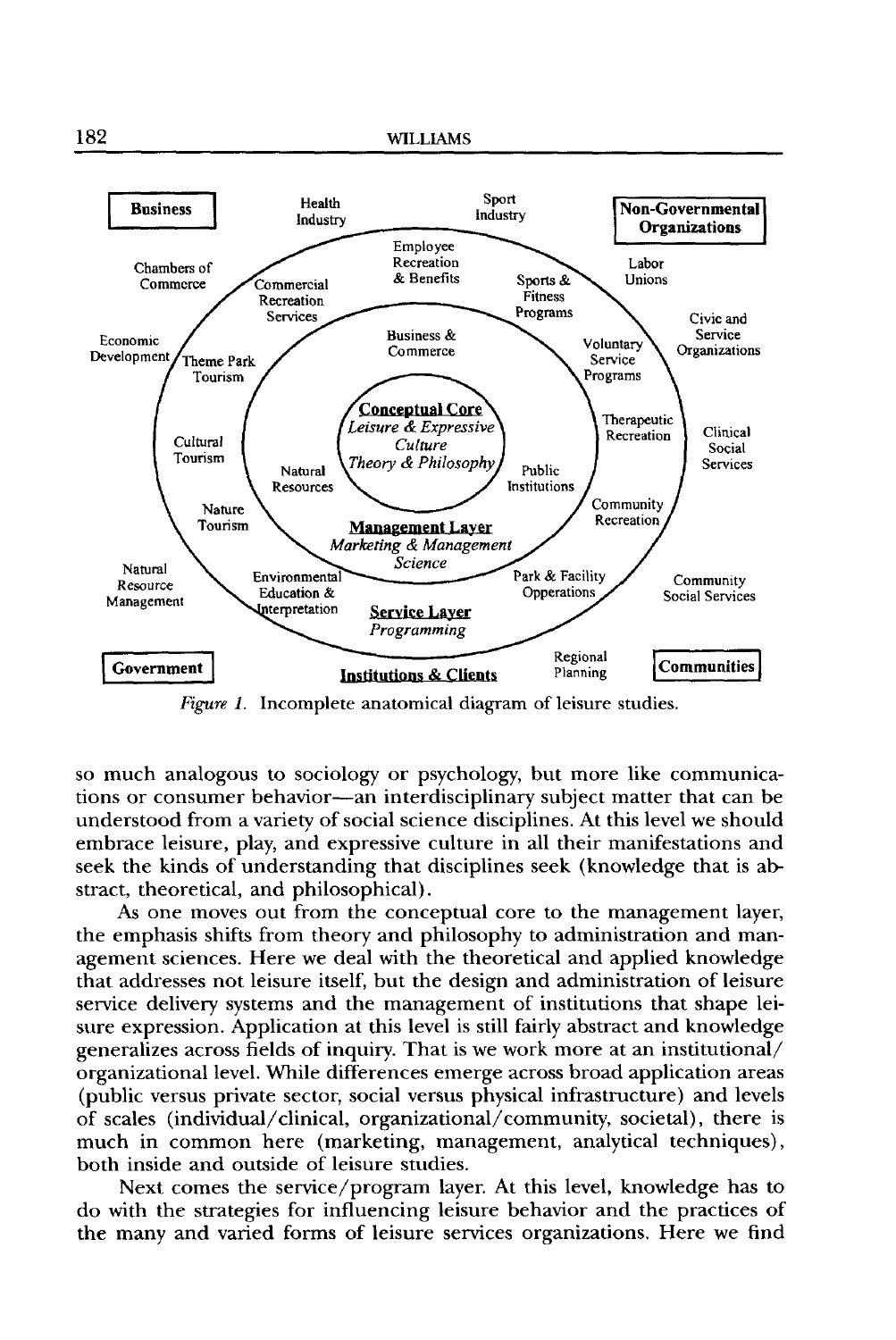*Figure 1.* Incomplete anatomical diagram of leisure studies.

so much analogous to sociology or psychology, but more like communications or consumer behavior—an interdisciplinary subject matter that can be understood from a variety of social science disciplines. At this level we should embrace leisure, play, and expressive culture in all their manifestations and seek the kinds of understanding that disciplines seek (knowledge that is abstract, theoretical, and philosophical).

As one moves out from the conceptual core to the management layer, the emphasis shifts from theory and philosophy to administration and management sciences. Here we deal with the theoretical and applied knowledge that addresses not leisure itself, but the design and administration of leisure service delivery systems and the management of institutions that shape leisure expression. Application at this level is still fairly abstract and knowledge generalizes across fields of inquiry. That is we work more at an institutional/organizational level. While differences emerge across broad application areas (public versus private sector, social versus physical infrastructure) and levels of scales (individual/clinical, organizational/community, societal), there is much in common here (marketing, management, analytical techniques), both inside and outside of leisure studies.

Next comes the service/program layer. At this level, knowledge has to do with the strategies for influencing leisure behavior and the practices of the many and varied forms of leisure services organizations. Here we find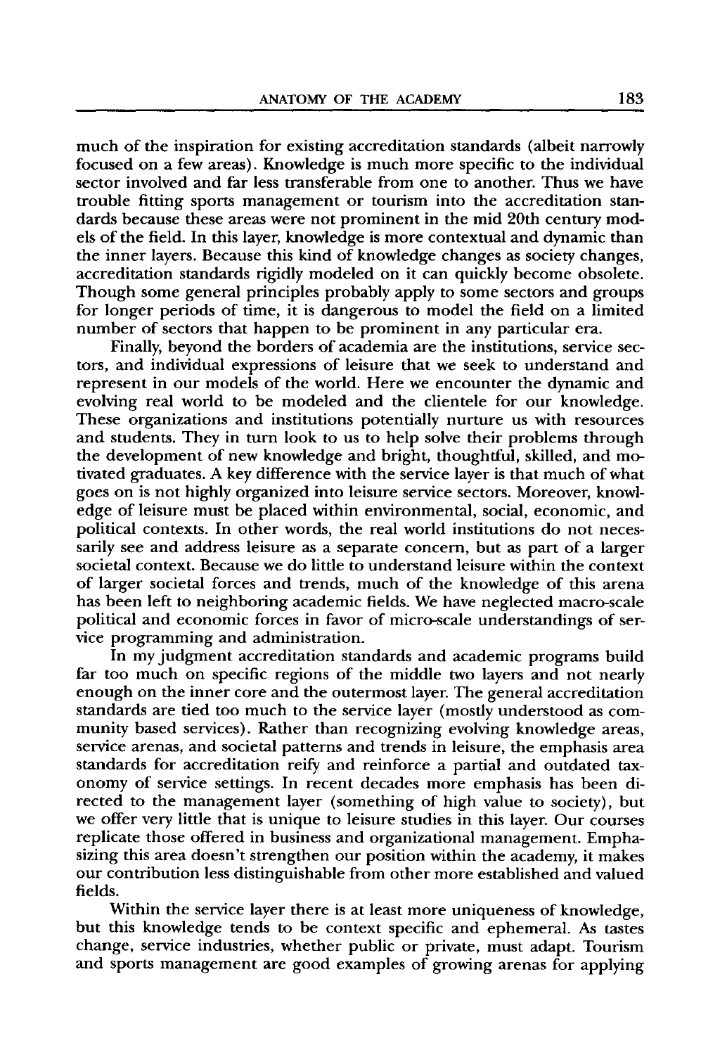much of the inspiration for existing accreditation standards (albeit narrowly focused on a few areas). Knowledge is much more specific to the individual sector involved and far less transferable from one to another. Thus we have trouble fitting sports management or tourism into the accreditation standards because these areas were not prominent in the mid 20th century models of the field. In this layer, knowledge is more contextual and dynamic than the inner layers. Because this kind of knowledge changes as society changes, accreditation standards rigidly modeled on it can quickly become obsolete. Though some general principles probably apply to some sectors and groups for longer periods of time, it is dangerous to model the field on a limited number of sectors that happen to be prominent in any particular era.

Finally, beyond the borders of academia are the institutions, service sectors, and individual expressions of leisure that we seek to understand and represent in our models of the world. Here we encounter the dynamic and evolving real world to be modeled and the clientele for our knowledge. These organizations and institutions potentially nurture us with resources and students. They in turn look to us to help solve their problems through the development of new knowledge and bright, thoughtful, skilled, and motivated graduates. A key difference with the service layer is that much of what goes on is not highly organized into leisure service sectors. Moreover, knowledge of leisure must be placed within environmental, social, economic, and political contexts. In other words, the real world institutions do not necessarily see and address leisure as a separate concern, but as part of a larger societal context. Because we do little to understand leisure within the context of larger societal forces and trends, much of the knowledge of this arena has been left to neighboring academic fields. We have neglected macro-scale political and economic forces in favor of micro-scale understandings of service programming and administration.

In my judgment accreditation standards and academic programs build far too much on specific regions of the middle two layers and not nearly enough on the inner core and the outermost layer. The general accreditation standards are tied too much to the service layer (mostly understood as community based services). Rather than recognizing evolving knowledge areas, service arenas, and societal patterns and trends in leisure, the emphasis area standards for accreditation reify and reinforce a partial and outdated taxonomy of service settings. In recent decades more emphasis has been directed to the management layer (something of high value to society), but we offer very little that is unique to leisure studies in this layer. Our courses replicate those offered in business and organizational management. Emphasizing this area doesn't strengthen our position within the academy, it makes our contribution less distinguishable from other more established and valued fields.

Within the service layer there is at least more uniqueness of knowledge, but this knowledge tends to be context specific and ephemeral. As tastes change, service industries, whether public or private, must adapt. Tourism and sports management are good examples of growing arenas for applying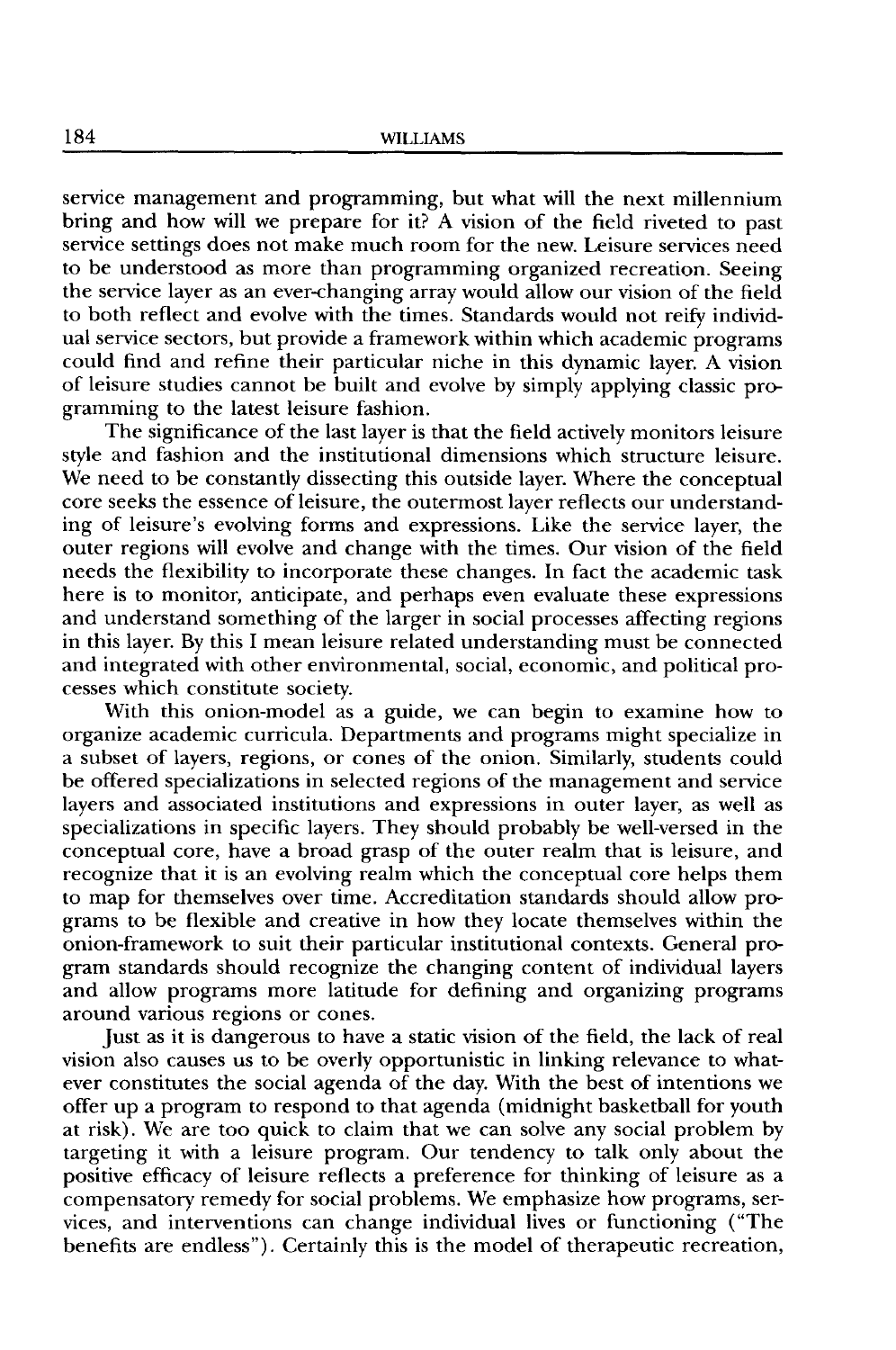service management and programming, but what will the next millennium bring and how will we prepare for it? A vision of the field riveted to past service settings does not make much room for the new. Leisure services need to be understood as more than programming organized recreation. Seeing the service layer as an ever-changing array would allow our vision of the field to both reflect and evolve with the times. Standards would not reify individual service sectors, but provide a framework within which academic programs could find and refine their particular niche in this dynamic layer. A vision of leisure studies cannot be built and evolve by simply applying classic programming to the latest leisure fashion.

The significance of the last layer is that the field actively monitors leisure style and fashion and the institutional dimensions which structure leisure. We need to be constantly dissecting this outside layer. Where the conceptual core seeks the essence of leisure, the outermost layer reflects our understanding of leisure's evolving forms and expressions. Like the service layer, the outer regions will evolve and change with the times. Our vision of the field needs the flexibility to incorporate these changes. In fact the academic task here is to monitor, anticipate, and perhaps even evaluate these expressions and understand something of the larger in social processes affecting regions in this layer. By this I mean leisure related understanding must be connected and integrated with other environmental, social, economic, and political processes which constitute society.

With this onion-model as a guide, we can begin to examine how to organize academic curricula. Departments and programs might specialize in a subset of layers, regions, or cones of the onion. Similarly, students could be offered specializations in selected regions of the management and service layers and associated institutions and expressions in outer layer, as well as specializations in specific layers. They should probably be well-versed in the conceptual core, have a broad grasp of the outer realm that is leisure, and recognize that it is an evolving realm which the conceptual core helps them to map for themselves over time. Accreditation standards should allow programs to be flexible and creative in how they locate themselves within the onion-framework to suit their particular institutional contexts. General program standards should recognize the changing content of individual layers and allow programs more latitude for defining and organizing programs around various regions or cones.

Just as it is dangerous to have a static vision of the field, the lack of real vision also causes us to be overly opportunistic in linking relevance to whatever constitutes the social agenda of the day. With the best of intentions we offer up a program to respond to that agenda (midnight basketball for youth at risk). We are too quick to claim that we can solve any social problem by targeting it with a leisure program. Our tendency to talk only about the positive efficacy of leisure reflects a preference for thinking of leisure as a compensatory remedy for social problems. We emphasize how programs, services, and interventions can change individual lives or functioning ("The benefits are endless"). Certainly this is the model of therapeutic recreation,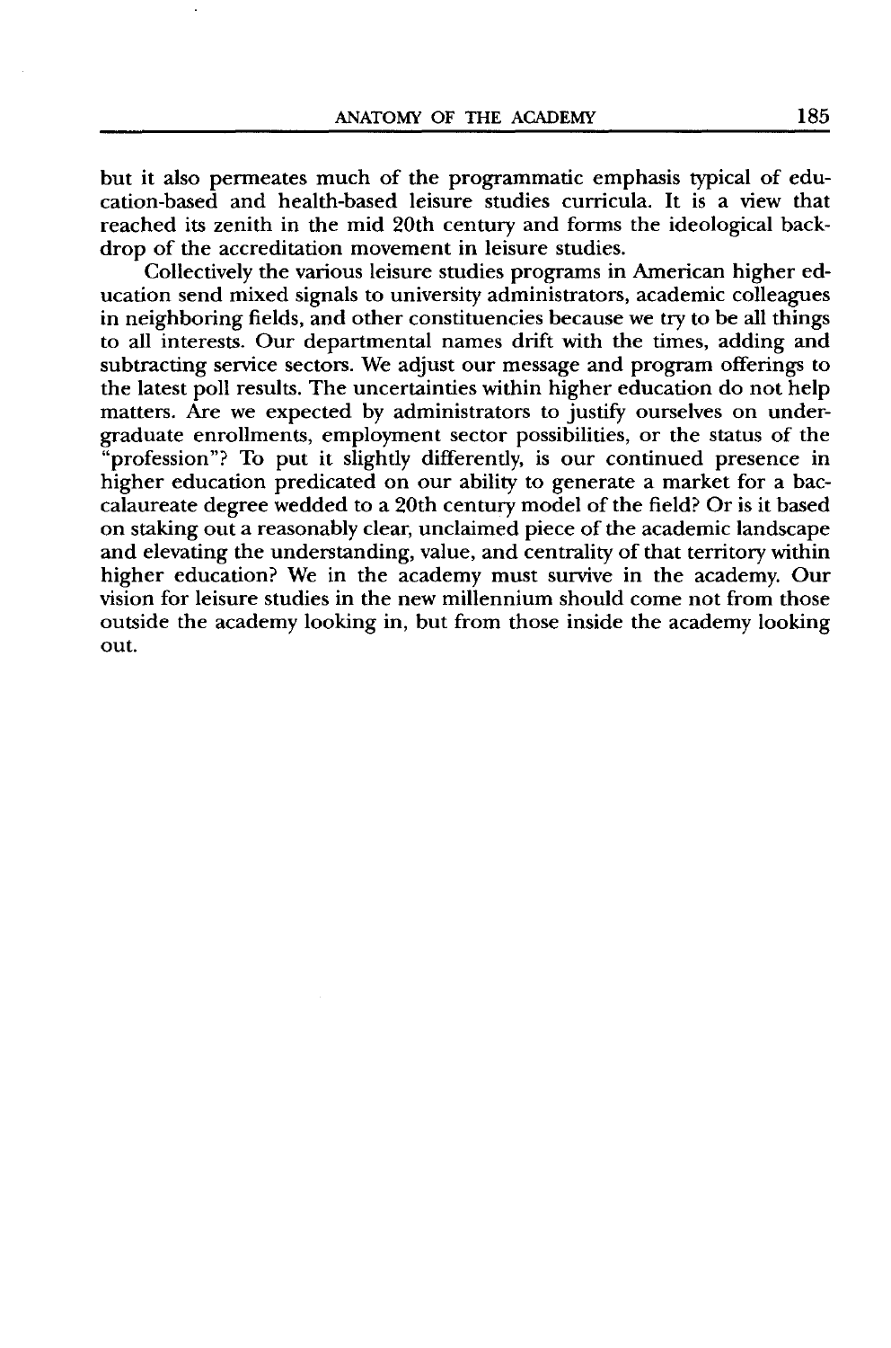but it also permeates much of the programmatic emphasis typical of education-based and health-based leisure studies curricula. It is a view that reached its zenith in the mid 20th century and forms the ideological backdrop of the accreditation movement in leisure studies.

Collectively the various leisure studies programs in American higher education send mixed signals to university administrators, academic colleagues in neighboring fields, and other constituencies because we try to be all things to all interests. Our departmental names drift with the times, adding and subtracting service sectors. We adjust our message and program offerings to the latest poll results. The uncertainties within higher education do not help matters. Are we expected by administrators to justify ourselves on undergraduate enrollments, employment sector possibilities, or the status of the "profession"? To put it slightly differently, is our continued presence in higher education predicated on our ability to generate a market for a baccalaureate degree wedded to a 20th century model of the field? Or is it based on staking out a reasonably clear, unclaimed piece of the academic landscape and elevating the understanding, value, and centrality of that territory within higher education? We in the academy must survive in the academy. Our vision for leisure studies in the new millennium should come not from those outside the academy looking in, but from those inside the academy looking out.